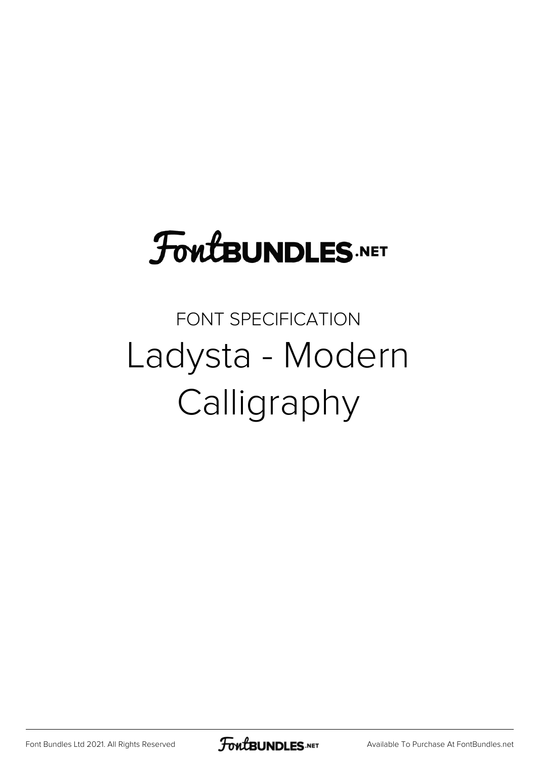FontBUNDLES.NET

FONT SPECIFICATION

# Ladysta - Modern Calligraphy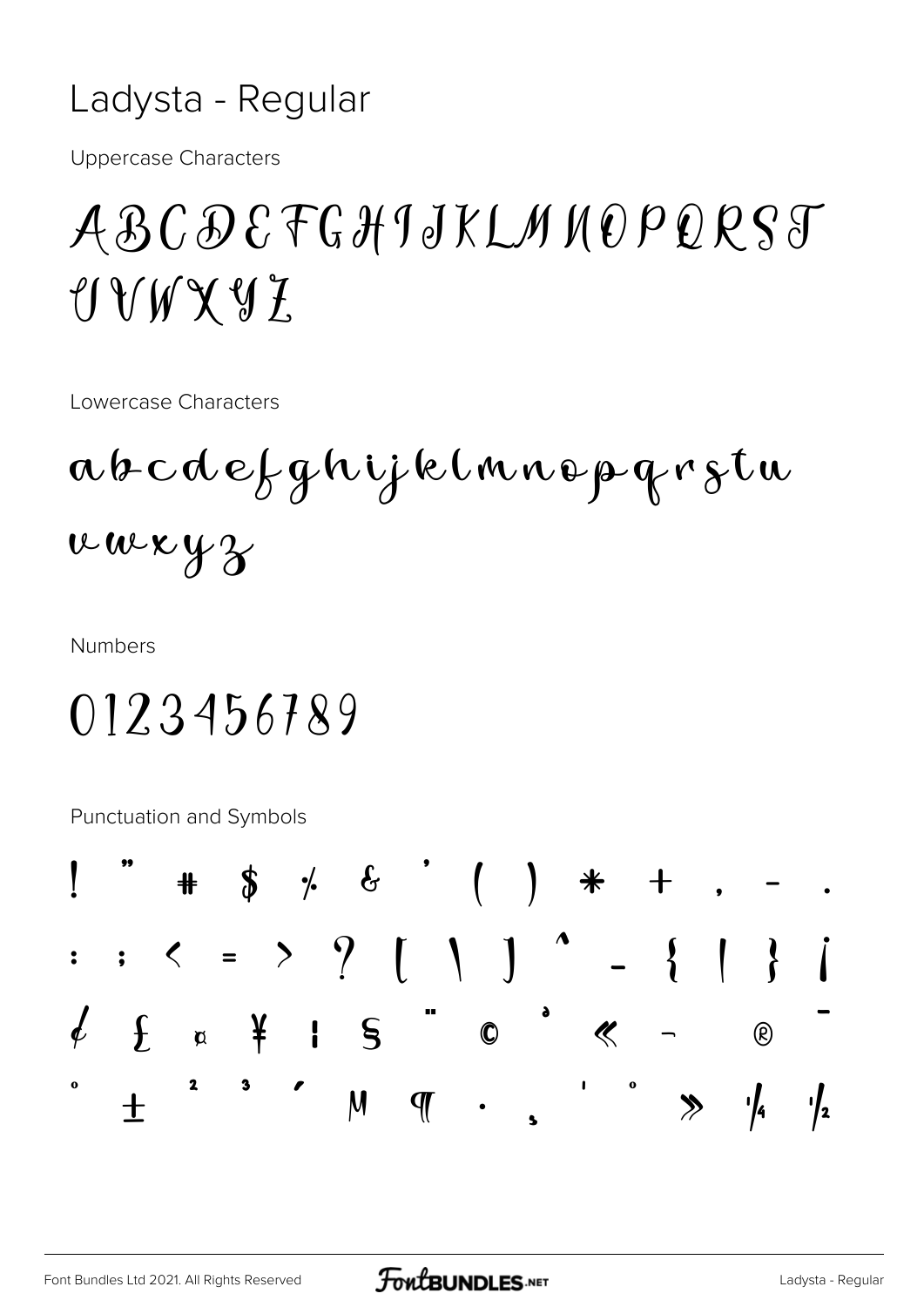# Ladysta - Regular

Uppercase Characters

ABCDEFGHIJKLMNOPQRST
UVWXYZ

Lowercase Characters

abcdefghijklmnopqrstu
vwxyz

Numbers

0123456789

Punctuation and Symbols

! " # $ % & ' ( ) * + , - .
: ; < = > ? [ \ ] ^ _ { | } ¡
¢ £ ¤ ¥ ¦ § ¨ © ª « ¬ ® ¯
° ± ² ³ ´ µ ¶ · ¸ ¹ º » ¼ ½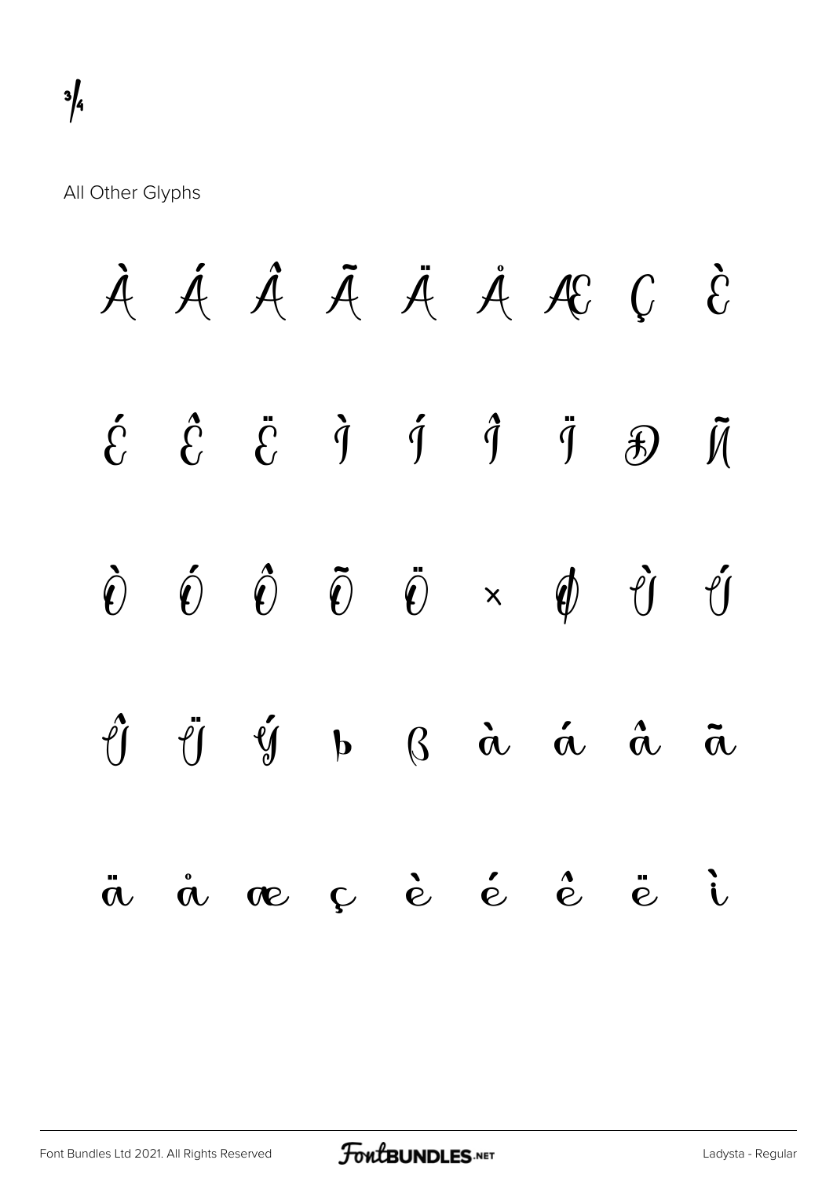¾

All Other Glyphs

À Á Â Ã Ä Å Æ Ç È

É Ê Ë Ì Í Î Ï Ð Ñ

Ò Ó Ô Õ Ö × Ø Ù Ú

Û Ü Ý Þ ß à á â ã

ä å æ ç è é ê ë ì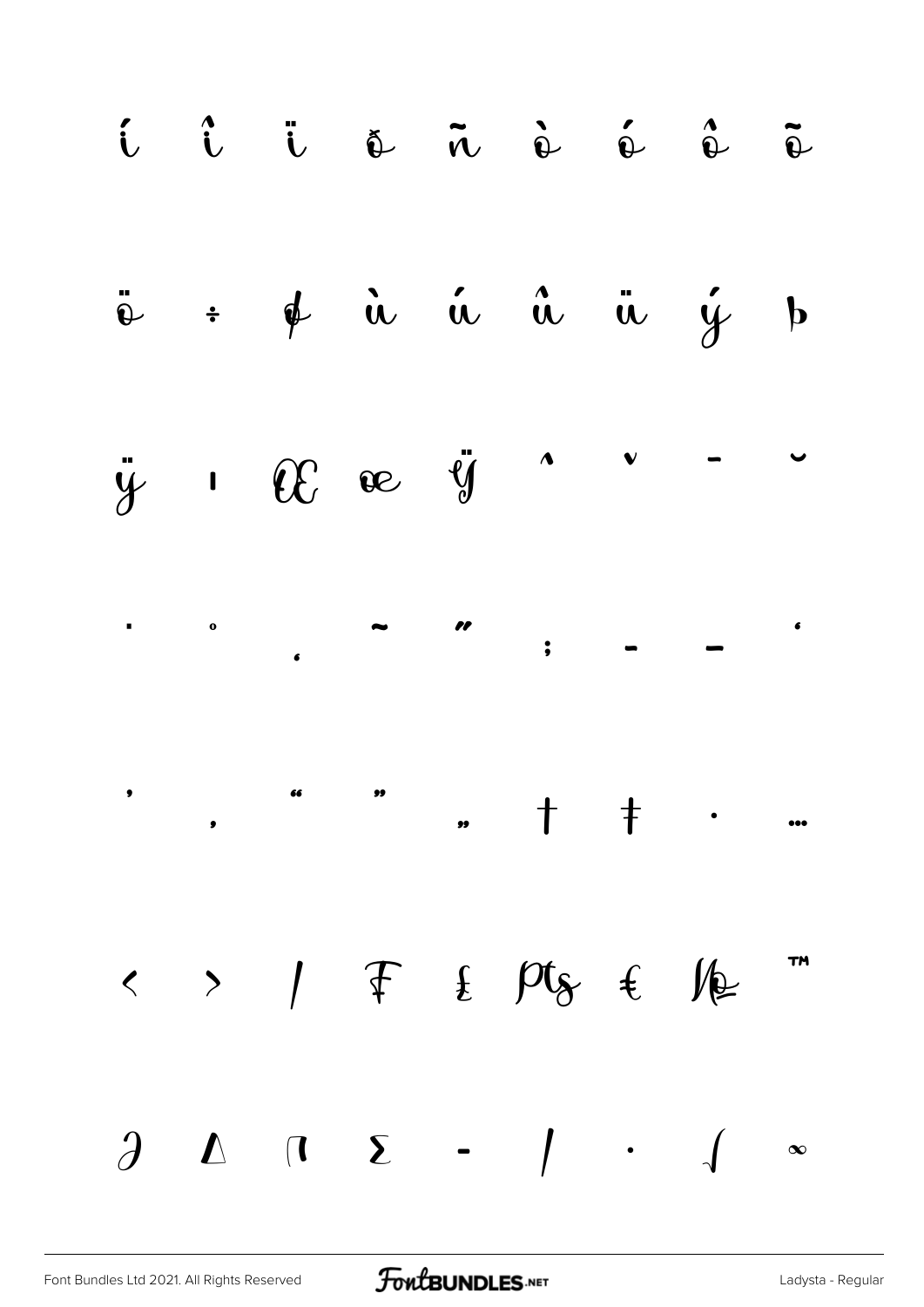í î ï ð ñ ò ó ô õ

ö ÷ ø ù ú û ü ý þ

ÿ ı Œ œ Ÿ ˆ ˇ ¯ ˘

˙ ˚ ˛ ˜ ˝ ; – — ‘

’ ‚ “ ” „ † ‡ • …

‹ › ⁄ ₣ ₤ ₧ € № ™

∂ ∆ ∏ ∑ − ∕ ∙ √ ∞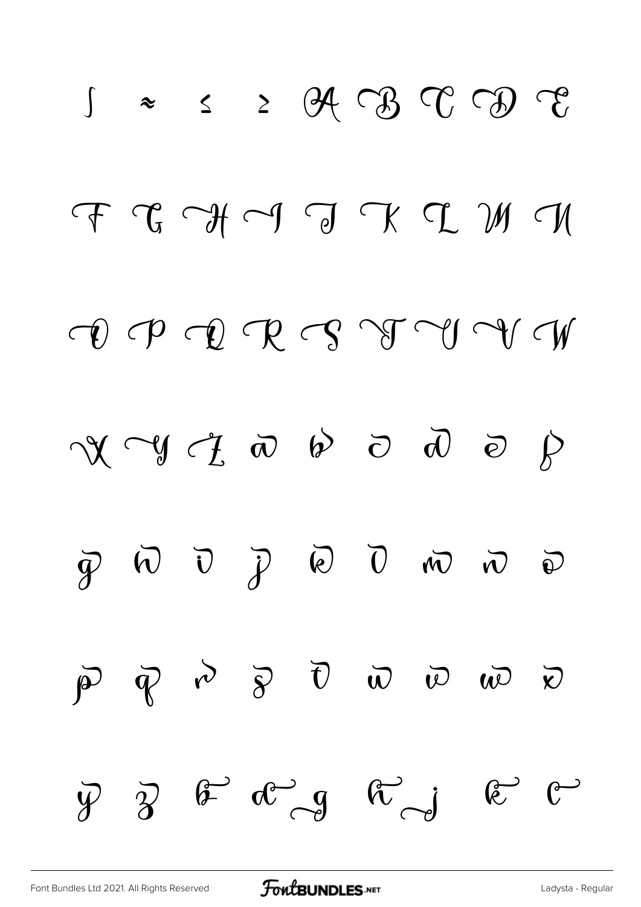∫ ≈ ≤ ≥ A B C D E

F G H I J K L M N

O P Q R S T U V W

X Y Z a b c d e f

g h i j k l m n o

p q r s t u v w x

y z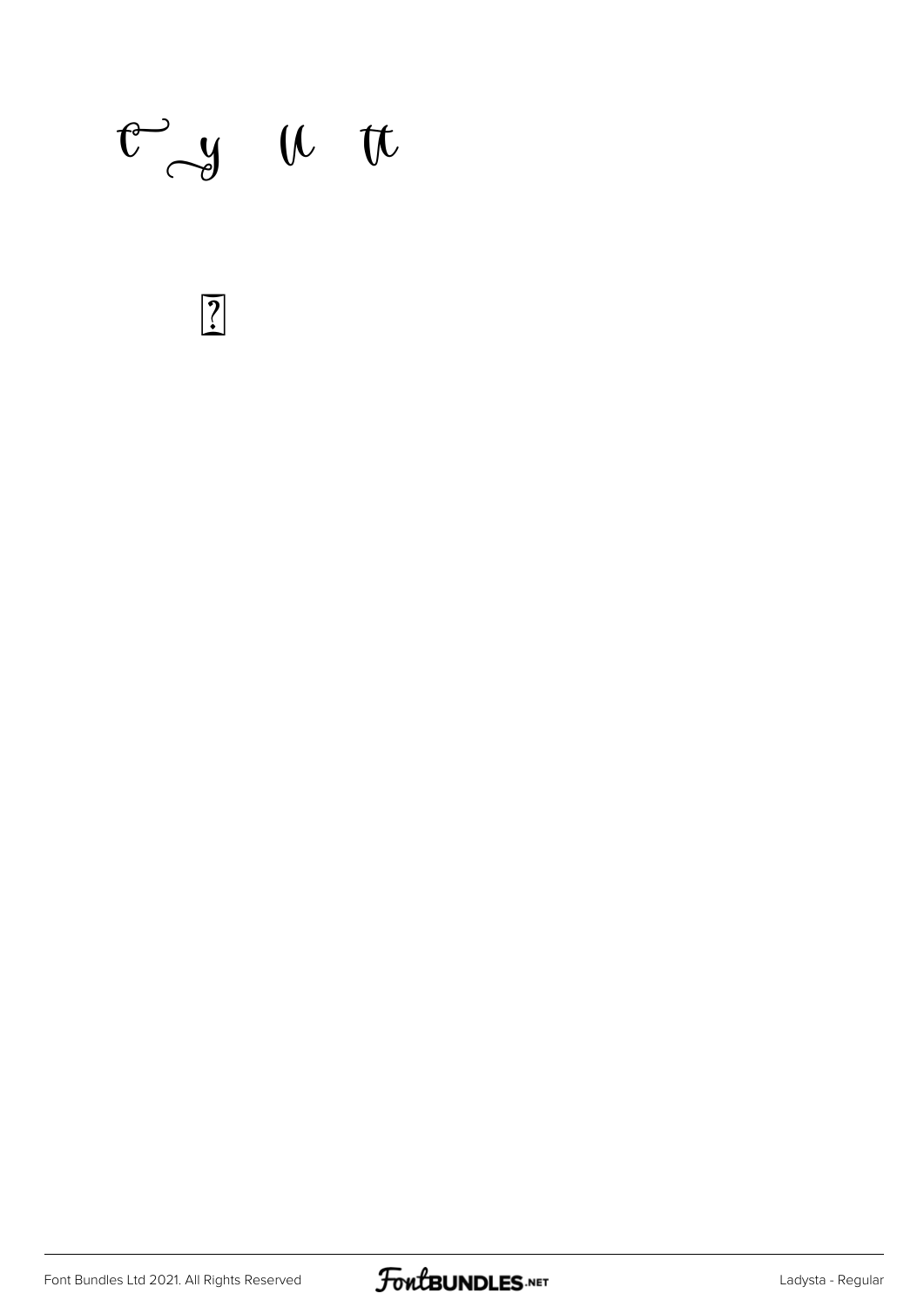e y ll tt

?